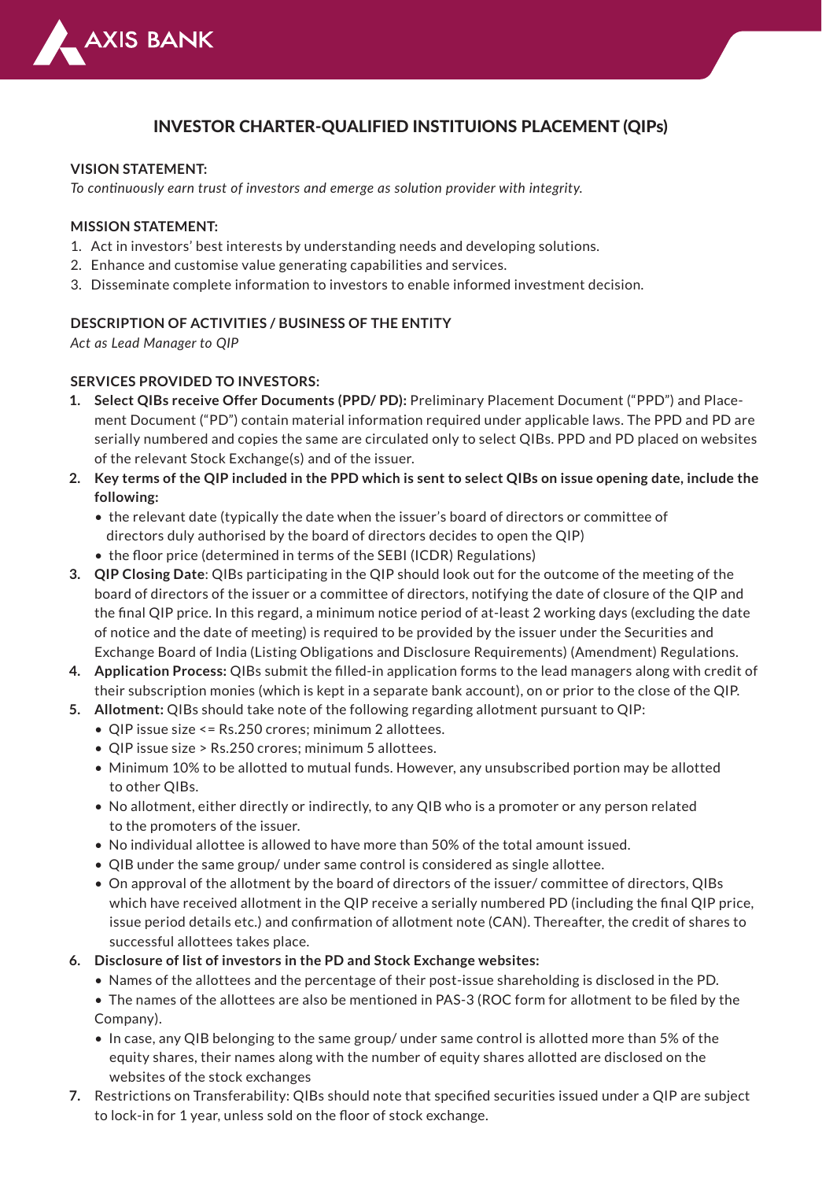# INVESTOR CHARTER-QUALIFIED INSTITUIONS PLACEMENT (QIPs)

**VISION STATEMENT:**

*To continuously earn trust of investors and emerge as solution provider with integrity.*

**MISSION STATEMENT:**

1. Act in investors' best interests by understanding needs and developing solutions.
2. Enhance and customise value generating capabilities and services.
3. Disseminate complete information to investors to enable informed investment decision.

**DESCRIPTION OF ACTIVITIES / BUSINESS OF THE ENTITY**

*Act as Lead Manager to QIP*

**SERVICES PROVIDED TO INVESTORS:**

1. **Select QIBs receive Offer Documents (PPD/ PD):** Preliminary Placement Document ("PPD") and Placement Document ("PD") contain material information required under applicable laws. The PPD and PD are serially numbered and copies the same are circulated only to select QIBs. PPD and PD placed on websites of the relevant Stock Exchange(s) and of the issuer.
2. **Key terms of the QIP included in the PPD which is sent to select QIBs on issue opening date, include the following:**
   - the relevant date (typically the date when the issuer's board of directors or committee of directors duly authorised by the board of directors decides to open the QIP)
   - the floor price (determined in terms of the SEBI (ICDR) Regulations)
3. **QIP Closing Date**: QIBs participating in the QIP should look out for the outcome of the meeting of the board of directors of the issuer or a committee of directors, notifying the date of closure of the QIP and the final QIP price. In this regard, a minimum notice period of at-least 2 working days (excluding the date of notice and the date of meeting) is required to be provided by the issuer under the Securities and Exchange Board of India (Listing Obligations and Disclosure Requirements) (Amendment) Regulations.
4. **Application Process:** QIBs submit the filled-in application forms to the lead managers along with credit of their subscription monies (which is kept in a separate bank account), on or prior to the close of the QIP.
5. **Allotment:** QIBs should take note of the following regarding allotment pursuant to QIP:
   - QIP issue size <= Rs.250 crores; minimum 2 allottees.
   - QIP issue size > Rs.250 crores; minimum 5 allottees.
   - Minimum 10% to be allotted to mutual funds. However, any unsubscribed portion may be allotted to other QIBs.
   - No allotment, either directly or indirectly, to any QIB who is a promoter or any person related to the promoters of the issuer.
   - No individual allottee is allowed to have more than 50% of the total amount issued.
   - QIB under the same group/ under same control is considered as single allottee.
   - On approval of the allotment by the board of directors of the issuer/ committee of directors, QIBs which have received allotment in the QIP receive a serially numbered PD (including the final QIP price, issue period details etc.) and confirmation of allotment note (CAN). Thereafter, the credit of shares to successful allottees takes place.
6. **Disclosure of list of investors in the PD and Stock Exchange websites:**
   - Names of the allottees and the percentage of their post-issue shareholding is disclosed in the PD.
   - The names of the allottees are also be mentioned in PAS-3 (ROC form for allotment to be filed by the Company).
   - In case, any QIB belonging to the same group/ under same control is allotted more than 5% of the equity shares, their names along with the number of equity shares allotted are disclosed on the websites of the stock exchanges
7. Restrictions on Transferability: QIBs should note that specified securities issued under a QIP are subject to lock-in for 1 year, unless sold on the floor of stock exchange.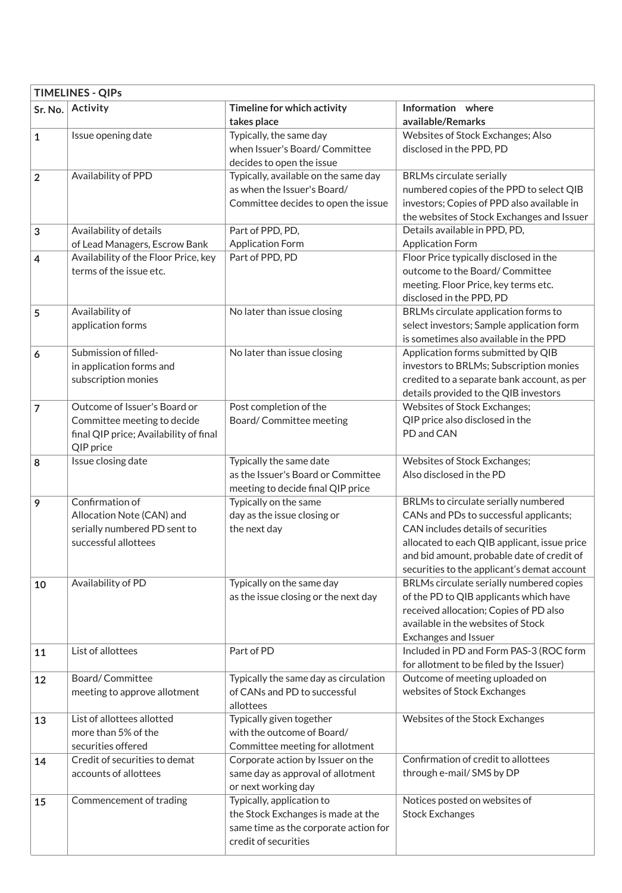| TIMELINES - QIPs | | | |
|---|---|---|---|
| **Sr. No.** | **Activity** | **Timeline for which activity takes place** | **Information where available/Remarks** |
| **1** | Issue opening date | Typically, the same day when Issuer's Board/ Committee decides to open the issue | Websites of Stock Exchanges; Also disclosed in the PPD, PD |
| **2** | Availability of PPD | Typically, available on the same day as when the Issuer's Board/ Committee decides to open the issue | BRLMs circulate serially numbered copies of the PPD to select QIB investors; Copies of PPD also available in the websites of Stock Exchanges and Issuer |
| **3** | Availability of details of Lead Managers, Escrow Bank | Part of PPD, PD, Application Form | Details available in PPD, PD, Application Form |
| **4** | Availability of the Floor Price, key terms of the issue etc. | Part of PPD, PD | Floor Price typically disclosed in the outcome to the Board/ Committee meeting. Floor Price, key terms etc. disclosed in the PPD, PD |
| **5** | Availability of application forms | No later than issue closing | BRLMs circulate application forms to select investors; Sample application form is sometimes also available in the PPD |
| **6** | Submission of filled-in application forms and subscription monies | No later than issue closing | Application forms submitted by QIB investors to BRLMs; Subscription monies credited to a separate bank account, as per details provided to the QIB investors |
| **7** | Outcome of Issuer's Board or Committee meeting to decide final QIP price; Availability of final QIP price | Post completion of the Board/ Committee meeting | Websites of Stock Exchanges; QIP price also disclosed in the PD and CAN |
| **8** | Issue closing date | Typically the same date as the Issuer's Board or Committee meeting to decide final QIP price | Websites of Stock Exchanges; Also disclosed in the PD |
| **9** | Confirmation of Allocation Note (CAN) and serially numbered PD sent to successful allottees | Typically on the same day as the issue closing or the next day | BRLMs to circulate serially numbered CANs and PDs to successful applicants; CAN includes details of securities allocated to each QIB applicant, issue price and bid amount, probable date of credit of securities to the applicant's demat account |
| **10** | Availability of PD | Typically on the same day as the issue closing or the next day | BRLMs circulate serially numbered copies of the PD to QIB applicants which have received allocation; Copies of PD also available in the websites of Stock Exchanges and Issuer |
| **11** | List of allottees | Part of PD | Included in PD and Form PAS-3 (ROC form for allotment to be filed by the Issuer) |
| **12** | Board/ Committee meeting to approve allotment | Typically the same day as circulation of CANs and PD to successful allottees | Outcome of meeting uploaded on websites of Stock Exchanges |
| **13** | List of allottees allotted more than 5% of the securities offered | Typically given together with the outcome of Board/ Committee meeting for allotment | Websites of the Stock Exchanges |
| **14** | Credit of securities to demat accounts of allottees | Corporate action by Issuer on the same day as approval of allotment or next working day | Confirmation of credit to allottees through e-mail/ SMS by DP |
| **15** | Commencement of trading | Typically, application to the Stock Exchanges is made at the same time as the corporate action for credit of securities | Notices posted on websites of Stock Exchanges |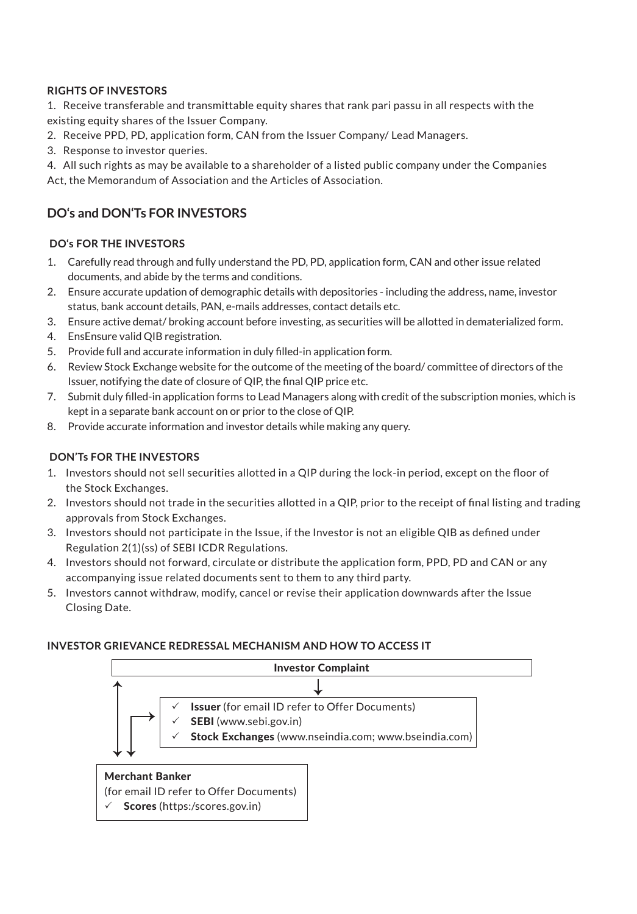**RIGHTS OF INVESTORS**

1. Receive transferable and transmittable equity shares that rank pari passu in all respects with the existing equity shares of the Issuer Company.
2. Receive PPD, PD, application form, CAN from the Issuer Company/ Lead Managers.
3. Response to investor queries.
4. All such rights as may be available to a shareholder of a listed public company under the Companies Act, the Memorandum of Association and the Articles of Association.

## DO's and DON'Ts FOR INVESTORS

**DO's FOR THE INVESTORS**

1. Carefully read through and fully understand the PD, PD, application form, CAN and other issue related documents, and abide by the terms and conditions.
2. Ensure accurate updation of demographic details with depositories - including the address, name, investor status, bank account details, PAN, e-mails addresses, contact details etc.
3. Ensure active demat/ broking account before investing, as securities will be allotted in dematerialized form.
4. EnsEnsure valid QIB registration.
5. Provide full and accurate information in duly filled-in application form.
6. Review Stock Exchange website for the outcome of the meeting of the board/ committee of directors of the Issuer, notifying the date of closure of QIP, the final QIP price etc.
7. Submit duly filled-in application forms to Lead Managers along with credit of the subscription monies, which is kept in a separate bank account on or prior to the close of QIP.
8. Provide accurate information and investor details while making any query.

**DON'Ts FOR THE INVESTORS**

1. Investors should not sell securities allotted in a QIP during the lock-in period, except on the floor of the Stock Exchanges.
2. Investors should not trade in the securities allotted in a QIP, prior to the receipt of final listing and trading approvals from Stock Exchanges.
3. Investors should not participate in the Issue, if the Investor is not an eligible QIB as defined under Regulation 2(1)(ss) of SEBI ICDR Regulations.
4. Investors should not forward, circulate or distribute the application form, PPD, PD and CAN or any accompanying issue related documents sent to them to any third party.
5. Investors cannot withdraw, modify, cancel or revise their application downwards after the Issue Closing Date.

**INVESTOR GRIEVANCE REDRESSAL MECHANISM AND HOW TO ACCESS IT**

**Investor Complaint**

- ✓ **Issuer** (for email ID refer to Offer Documents)
- ✓ **SEBI** (www.sebi.gov.in)
- ✓ **Stock Exchanges** (www.nseindia.com; www.bseindia.com)

**Merchant Banker**
(for email ID refer to Offer Documents)
- ✓ **Scores** (https:/scores.gov.in)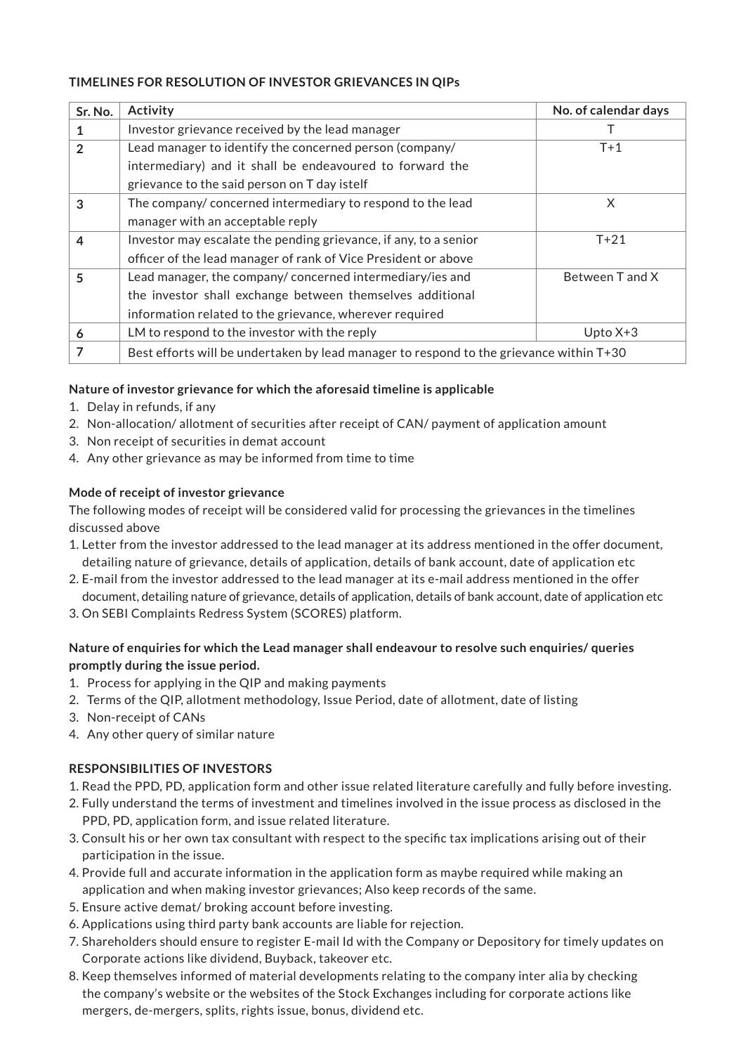**TIMELINES FOR RESOLUTION OF INVESTOR GRIEVANCES IN QIPs**

| Sr. No. | Activity | No. of calendar days |
|---|---|---|
| 1 | Investor grievance received by the lead manager | T |
| 2 | Lead manager to identify the concerned person (company/ intermediary) and it shall be endeavoured to forward the grievance to the said person on T day istelf | T+1 |
| 3 | The company/ concerned intermediary to respond to the lead manager with an acceptable reply | X |
| 4 | Investor may escalate the pending grievance, if any, to a senior officer of the lead manager of rank of Vice President or above | T+21 |
| 5 | Lead manager, the company/ concerned intermediary/ies and the investor shall exchange between themselves additional information related to the grievance, wherever required | Between T and X |
| 6 | LM to respond to the investor with the reply | Upto X+3 |
| 7 | Best efforts will be undertaken by lead manager to respond to the grievance within T+30 | |

**Nature of investor grievance for which the aforesaid timeline is applicable**

1. Delay in refunds, if any
2. Non-allocation/ allotment of securities after receipt of CAN/ payment of application amount
3. Non receipt of securities in demat account
4. Any other grievance as may be informed from time to time

**Mode of receipt of investor grievance**

The following modes of receipt will be considered valid for processing the grievances in the timelines discussed above

1. Letter from the investor addressed to the lead manager at its address mentioned in the offer document, detailing nature of grievance, details of application, details of bank account, date of application etc
2. E-mail from the investor addressed to the lead manager at its e-mail address mentioned in the offer document, detailing nature of grievance, details of application, details of bank account, date of application etc
3. On SEBI Complaints Redress System (SCORES) platform.

**Nature of enquiries for which the Lead manager shall endeavour to resolve such enquiries/ queries promptly during the issue period.**

1. Process for applying in the QIP and making payments
2. Terms of the QIP, allotment methodology, Issue Period, date of allotment, date of listing
3. Non-receipt of CANs
4. Any other query of similar nature

**RESPONSIBILITIES OF INVESTORS**

1. Read the PPD, PD, application form and other issue related literature carefully and fully before investing.
2. Fully understand the terms of investment and timelines involved in the issue process as disclosed in the PPD, PD, application form, and issue related literature.
3. Consult his or her own tax consultant with respect to the specific tax implications arising out of their participation in the issue.
4. Provide full and accurate information in the application form as maybe required while making an application and when making investor grievances; Also keep records of the same.
5. Ensure active demat/ broking account before investing.
6. Applications using third party bank accounts are liable for rejection.
7. Shareholders should ensure to register E-mail Id with the Company or Depository for timely updates on Corporate actions like dividend, Buyback, takeover etc.
8. Keep themselves informed of material developments relating to the company inter alia by checking the company's website or the websites of the Stock Exchanges including for corporate actions like mergers, de-mergers, splits, rights issue, bonus, dividend etc.